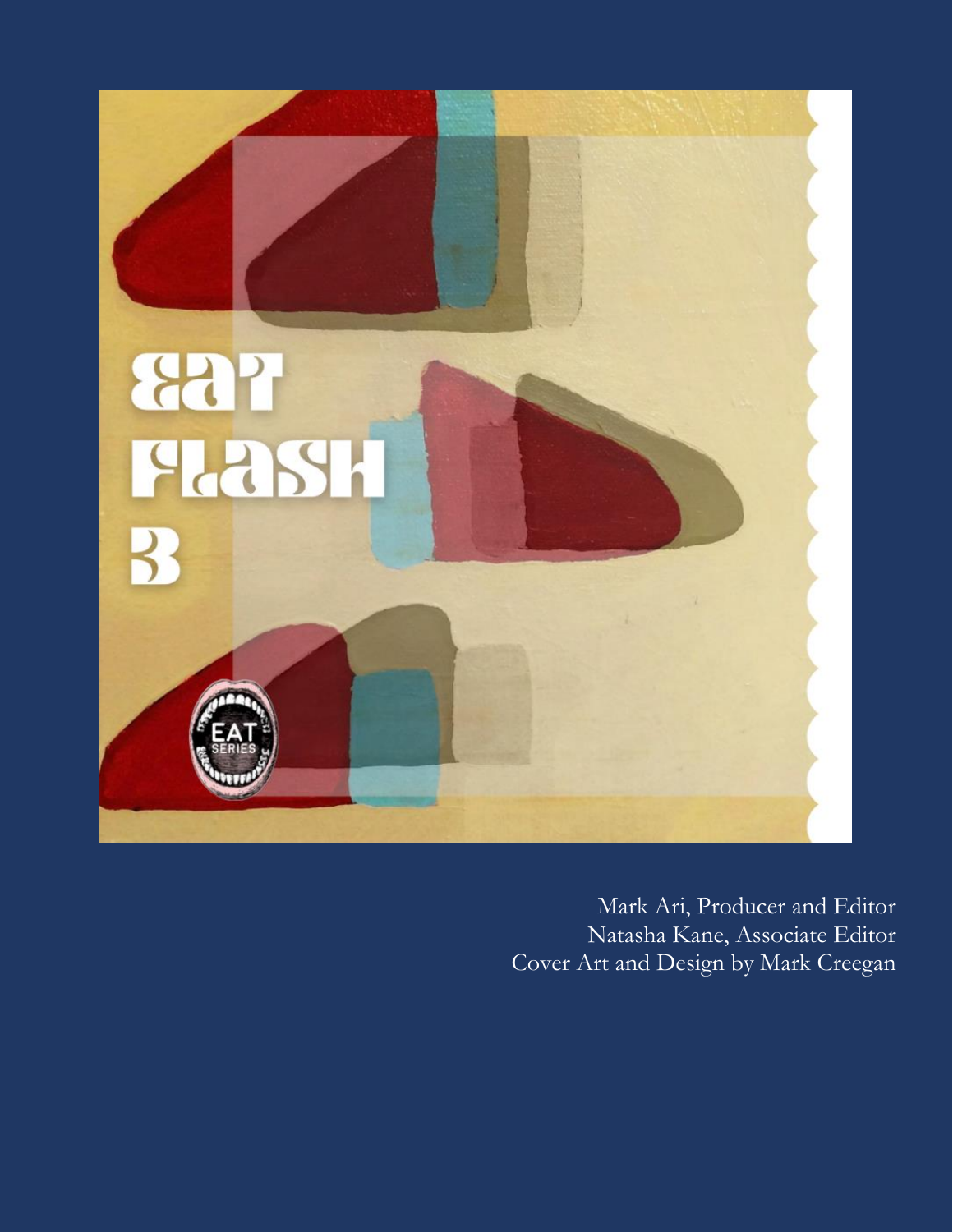# EAT FLASH 3

Mark Ari, Producer and Editor
Natasha Kane, Associate Editor
Cover Art and Design by Mark Creegan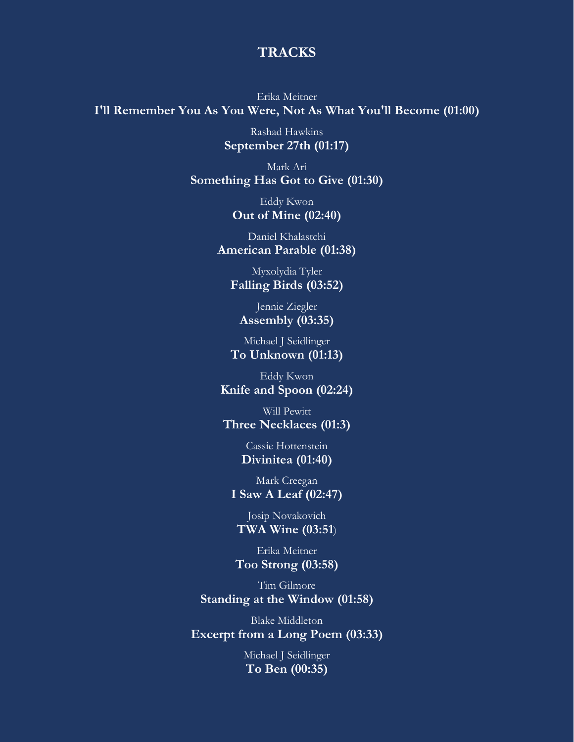## TRACKS

Erika Meitner
**I'll Remember You As You Were, Not As What You'll Become (01:00)**

Rashad Hawkins
**September 27th (01:17)**

Mark Ari
**Something Has Got to Give (01:30)**

Eddy Kwon
**Out of Mine (02:40)**

Daniel Khalastchi
**American Parable (01:38)**

Myxolydia Tyler
**Falling Birds (03:52)**

Jennie Ziegler
**Assembly (03:35)**

Michael J Seidlinger
**To Unknown (01:13)**

Eddy Kwon
**Knife and Spoon (02:24)**

Will Pewitt
**Three Necklaces (01:3)**

Cassie Hottenstein
**Divinitea (01:40)**

Mark Creegan
**I Saw A Leaf (02:47)**

Josip Novakovich
**TWA Wine (03:51**)

Erika Meitner
**Too Strong (03:58)**

Tim Gilmore
**Standing at the Window (01:58)**

Blake Middleton
**Excerpt from a Long Poem (03:33)**

Michael J Seidlinger
**To Ben (00:35)**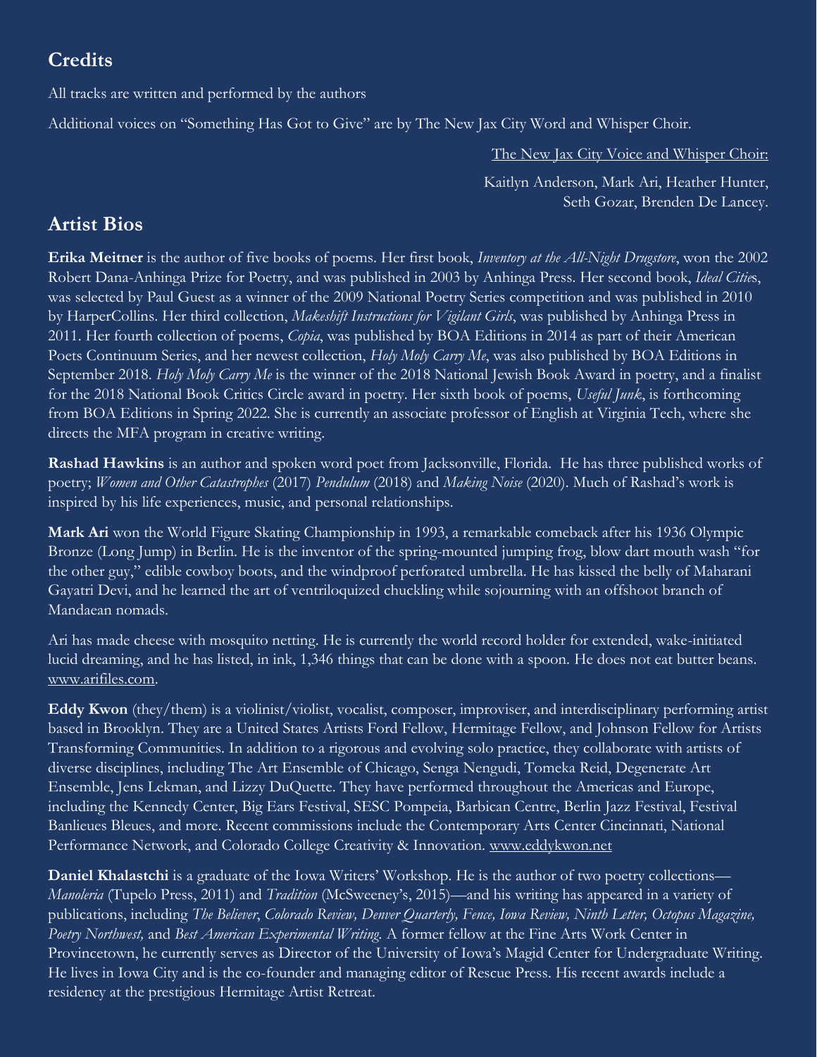## Credits

All tracks are written and performed by the authors

Additional voices on "Something Has Got to Give" are by The New Jax City Word and Whisper Choir.

The New Jax City Voice and Whisper Choir:

Kaitlyn Anderson, Mark Ari, Heather Hunter, Seth Gozar, Brenden De Lancey.

## Artist Bios

**Erika Meitner** is the author of five books of poems. Her first book, *Inventory at the All-Night Drugstore*, won the 2002 Robert Dana-Anhinga Prize for Poetry, and was published in 2003 by Anhinga Press. Her second book, *Ideal Citie*s, was selected by Paul Guest as a winner of the 2009 National Poetry Series competition and was published in 2010 by HarperCollins. Her third collection, *Makeshift Instructions for Vigilant Girls*, was published by Anhinga Press in 2011. Her fourth collection of poems, *Copia*, was published by BOA Editions in 2014 as part of their American Poets Continuum Series, and her newest collection, *Holy Moly Carry Me*, was also published by BOA Editions in September 2018. *Holy Moly Carry Me* is the winner of the 2018 National Jewish Book Award in poetry, and a finalist for the 2018 National Book Critics Circle award in poetry. Her sixth book of poems, *Useful Junk*, is forthcoming from BOA Editions in Spring 2022. She is currently an associate professor of English at Virginia Tech, where she directs the MFA program in creative writing.

**Rashad Hawkins** is an author and spoken word poet from Jacksonville, Florida. He has three published works of poetry; *Women and Other Catastrophes* (2017) *Pendulum* (2018) and *Making Noise* (2020). Much of Rashad's work is inspired by his life experiences, music, and personal relationships.

**Mark Ari** won the World Figure Skating Championship in 1993, a remarkable comeback after his 1936 Olympic Bronze (Long Jump) in Berlin. He is the inventor of the spring-mounted jumping frog, blow dart mouth wash "for the other guy," edible cowboy boots, and the windproof perforated umbrella. He has kissed the belly of Maharani Gayatri Devi, and he learned the art of ventriloquized chuckling while sojourning with an offshoot branch of Mandaean nomads.

Ari has made cheese with mosquito netting. He is currently the world record holder for extended, wake-initiated lucid dreaming, and he has listed, in ink, 1,346 things that can be done with a spoon. He does not eat butter beans. www.arifiles.com.

**Eddy Kwon** (they/them) is a violinist/violist, vocalist, composer, improviser, and interdisciplinary performing artist based in Brooklyn. They are a United States Artists Ford Fellow, Hermitage Fellow, and Johnson Fellow for Artists Transforming Communities. In addition to a rigorous and evolving solo practice, they collaborate with artists of diverse disciplines, including The Art Ensemble of Chicago, Senga Nengudi, Tomeka Reid, Degenerate Art Ensemble, Jens Lekman, and Lizzy DuQuette. They have performed throughout the Americas and Europe, including the Kennedy Center, Big Ears Festival, SESC Pompeia, Barbican Centre, Berlin Jazz Festival, Festival Banlieues Bleues, and more. Recent commissions include the Contemporary Arts Center Cincinnati, National Performance Network, and Colorado College Creativity & Innovation. www.eddykwon.net

**Daniel Khalastchi** is a graduate of the Iowa Writers' Workshop. He is the author of two poetry collections—*Manoleria* (Tupelo Press, 2011) and *Tradition* (McSweeney's, 2015)—and his writing has appeared in a variety of publications, including *The Believer*, *Colorado Review, Denver Quarterly, Fence, Iowa Review, Ninth Letter, Octopus Magazine, Poetry Northwest,* and *Best American Experimental Writing.* A former fellow at the Fine Arts Work Center in Provincetown, he currently serves as Director of the University of Iowa's Magid Center for Undergraduate Writing. He lives in Iowa City and is the co-founder and managing editor of Rescue Press. His recent awards include a residency at the prestigious Hermitage Artist Retreat.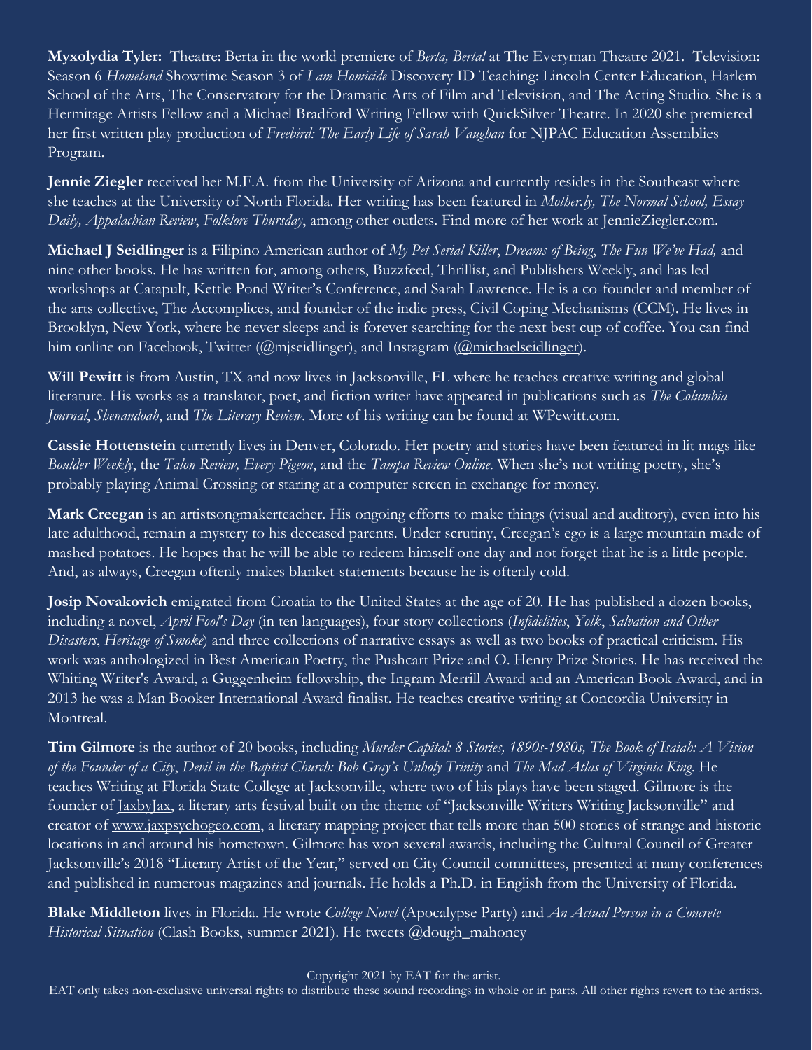**Myxolydia Tyler:** Theatre: Berta in the world premiere of *Berta, Berta!* at The Everyman Theatre 2021. Television: Season 6 *Homeland* Showtime Season 3 of *I am Homicide* Discovery ID Teaching: Lincoln Center Education, Harlem School of the Arts, The Conservatory for the Dramatic Arts of Film and Television, and The Acting Studio. She is a Hermitage Artists Fellow and a Michael Bradford Writing Fellow with QuickSilver Theatre. In 2020 she premiered her first written play production of *Freebird: The Early Life of Sarah Vaughan* for NJPAC Education Assemblies Program.

**Jennie Ziegler** received her M.F.A. from the University of Arizona and currently resides in the Southeast where she teaches at the University of North Florida. Her writing has been featured in *Mother.ly, The Normal School, Essay Daily, Appalachian Review*, *Folklore Thursday*, among other outlets. Find more of her work at JennieZiegler.com.

**Michael J Seidlinger** is a Filipino American author of *My Pet Serial Killer*, *Dreams of Being*, *The Fun We've Had,* and nine other books. He has written for, among others, Buzzfeed, Thrillist, and Publishers Weekly, and has led workshops at Catapult, Kettle Pond Writer's Conference, and Sarah Lawrence. He is a co-founder and member of the arts collective, The Accomplices, and founder of the indie press, Civil Coping Mechanisms (CCM). He lives in Brooklyn, New York, where he never sleeps and is forever searching for the next best cup of coffee. You can find him online on Facebook, Twitter (@mjseidlinger), and Instagram (@michaelseidlinger).

**Will Pewitt** is from Austin, TX and now lives in Jacksonville, FL where he teaches creative writing and global literature. His works as a translator, poet, and fiction writer have appeared in publications such as *The Columbia Journal*, *Shenandoah*, and *The Literary Review*. More of his writing can be found at WPewitt.com.

**Cassie Hottenstein** currently lives in Denver, Colorado. Her poetry and stories have been featured in lit mags like *Boulder Weekly*, the *Talon Review, Every Pigeon*, and the *Tampa Review Online*. When she's not writing poetry, she's probably playing Animal Crossing or staring at a computer screen in exchange for money.

**Mark Creegan** is an artistsongmakerteacher. His ongoing efforts to make things (visual and auditory), even into his late adulthood, remain a mystery to his deceased parents. Under scrutiny, Creegan's ego is a large mountain made of mashed potatoes. He hopes that he will be able to redeem himself one day and not forget that he is a little people. And, as always, Creegan oftenly makes blanket-statements because he is oftenly cold.

**Josip Novakovich** emigrated from Croatia to the United States at the age of 20. He has published a dozen books, including a novel, *April Fool's Day* (in ten languages), four story collections (*Infidelities*, *Yolk*, *Salvation and Other Disasters*, *Heritage of Smoke*) and three collections of narrative essays as well as two books of practical criticism. His work was anthologized in Best American Poetry, the Pushcart Prize and O. Henry Prize Stories. He has received the Whiting Writer's Award, a Guggenheim fellowship, the Ingram Merrill Award and an American Book Award, and in 2013 he was a Man Booker International Award finalist. He teaches creative writing at Concordia University in Montreal.

**Tim Gilmore** is the author of 20 books, including *Murder Capital: 8 Stories, 1890s-1980s, The Book of Isaiah: A Vision of the Founder of a City*, *Devil in the Baptist Church: Bob Gray's Unholy Trinity* and *The Mad Atlas of Virginia King*. He teaches Writing at Florida State College at Jacksonville, where two of his plays have been staged. Gilmore is the founder of JaxbyJax, a literary arts festival built on the theme of "Jacksonville Writers Writing Jacksonville" and creator of www.jaxpsychogeo.com, a literary mapping project that tells more than 500 stories of strange and historic locations in and around his hometown. Gilmore has won several awards, including the Cultural Council of Greater Jacksonville's 2018 "Literary Artist of the Year," served on City Council committees, presented at many conferences and published in numerous magazines and journals. He holds a Ph.D. in English from the University of Florida.

**Blake Middleton** lives in Florida. He wrote *College Novel* (Apocalypse Party) and *An Actual Person in a Concrete Historical Situation* (Clash Books, summer 2021). He tweets @dough_mahoney

Copyright 2021 by EAT for the artist.
EAT only takes non-exclusive universal rights to distribute these sound recordings in whole or in parts. All other rights revert to the artists.